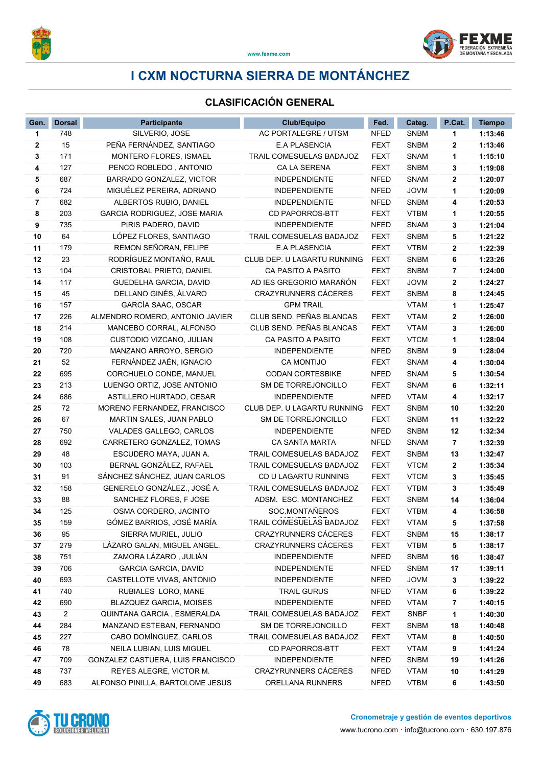# I CXM NOCTURNA SIERRA DE MONTÁNCHEZ

## CLASIFICACIÓN GENERAL

| Gen. | Dorsal | Participante | Club/Equipo | Fed. | Categ. | P.Cat. | Tiempo |
|---|---|---|---|---|---|---|---|
| 1 | 748 | SILVERIO, JOSE | AC PORTALEGRE / UTSM | NFED | SNBM | 1 | 1:13:46 |
| 2 | 15 | PEÑA FERNÁNDEZ, SANTIAGO | E.A PLASENCIA | FEXT | SNBM | 2 | 1:13:46 |
| 3 | 171 | MONTERO FLORES, ISMAEL | TRAIL COMESUELAS BADAJOZ | FEXT | SNAM | 1 | 1:15:10 |
| 4 | 127 | PENCO ROBLEDO , ANTONIO | CA LA SERENA | FEXT | SNBM | 3 | 1:19:08 |
| 5 | 687 | BARRADO GONZALEZ, VICTOR | INDEPENDIENTE | NFED | SNAM | 2 | 1:20:07 |
| 6 | 724 | MIGUÉLEZ PEREIRA, ADRIANO | INDEPENDIENTE | NFED | JOVM | 1 | 1:20:09 |
| 7 | 682 | ALBERTOS RUBIO, DANIEL | INDEPENDIENTE | NFED | SNBM | 4 | 1:20:53 |
| 8 | 203 | GARCIA RODRIGUEZ, JOSE MARIA | CD PAPORROS-BTT | FEXT | VTBM | 1 | 1:20:55 |
| 9 | 735 | PIRIS PADERO, DAVID | INDEPENDIENTE | NFED | SNAM | 3 | 1:21:04 |
| 10 | 64 | LÓPEZ FLORES, SANTIAGO | TRAIL COMESUELAS BADAJOZ | FEXT | SNBM | 5 | 1:21:22 |
| 11 | 179 | REMON SEÑORAN, FELIPE | E.A PLASENCIA | FEXT | VTBM | 2 | 1:22:39 |
| 12 | 23 | RODRÍGUEZ MONTAÑO, RAUL | CLUB DEP. U LAGARTU RUNNING | FEXT | SNBM | 6 | 1:23:26 |
| 13 | 104 | CRISTOBAL PRIETO, DANIEL | CA PASITO A PASITO | FEXT | SNBM | 7 | 1:24:00 |
| 14 | 117 | GUEDELHA GARCIA, DAVID | AD IES GREGORIO MARAÑÓN | FEXT | JOVM | 2 | 1:24:27 |
| 15 | 45 | DELLANO GINÉS, ÁLVARO | CRAZYRUNNERS CÁCERES | FEXT | SNBM | 8 | 1:24:45 |
| 16 | 157 | GARCÍA SAAC, OSCAR | GPM TRAIL | | VTAM | 1 | 1:25:47 |
| 17 | 226 | ALMENDRO ROMERO, ANTONIO JAVIER | CLUB SEND. PEÑAS BLANCAS | FEXT | VTAM | 2 | 1:26:00 |
| 18 | 214 | MANCEBO CORRAL, ALFONSO | CLUB SEND. PEÑAS BLANCAS | FEXT | VTAM | 3 | 1:26:00 |
| 19 | 108 | CUSTODIO VIZCANO, JULIAN | CA PASITO A PASITO | FEXT | VTCM | 1 | 1:28:04 |
| 20 | 720 | MANZANO ARROYO, SERGIO | INDEPENDIENTE | NFED | SNBM | 9 | 1:28:04 |
| 21 | 52 | FERNÁNDEZ JAÉN, IGNACIO | CA MONTIJO | FEXT | SNAM | 4 | 1:30:04 |
| 22 | 695 | CORCHUELO CONDE, MANUEL | CODAN CORTESBIKE | NFED | SNAM | 5 | 1:30:54 |
| 23 | 213 | LUENGO ORTIZ, JOSE ANTONIO | SM DE TORREJONCILLO | FEXT | SNAM | 6 | 1:32:11 |
| 24 | 686 | ASTILLERO HURTADO, CESAR | INDEPENDIENTE | NFED | VTAM | 4 | 1:32:17 |
| 25 | 72 | MORENO FERNANDEZ, FRANCISCO | CLUB DEP. U LAGARTU RUNNING | FEXT | SNBM | 10 | 1:32:20 |
| 26 | 67 | MARTIN SALES, JUAN PABLO | SM DE TORREJONCILLO | FEXT | SNBM | 11 | 1:32:22 |
| 27 | 750 | VALADES GALLEGO, CARLOS | INDEPENDIENTE | NFED | SNBM | 12 | 1:32:34 |
| 28 | 692 | CARRETERO GONZALEZ, TOMAS | CA SANTA MARTA | NFED | SNAM | 7 | 1:32:39 |
| 29 | 48 | ESCUDERO MAYA, JUAN A. | TRAIL COMESUELAS BADAJOZ | FEXT | SNBM | 13 | 1:32:47 |
| 30 | 103 | BERNAL GONZÁLEZ, RAFAEL | TRAIL COMESUELAS BADAJOZ | FEXT | VTCM | 2 | 1:35:34 |
| 31 | 91 | SÁNCHEZ SÁNCHEZ, JUAN CARLOS | CD U LAGARTU RUNNING | FEXT | VTCM | 3 | 1:35:45 |
| 32 | 158 | GENERELO GONZÁLEZ., JOSÉ A. | TRAIL COMESUELAS BADAJOZ | FEXT | VTBM | 3 | 1:35:49 |
| 33 | 88 | SANCHEZ FLORES, F JOSE | ADSM. ESC. MONTANCHEZ | FEXT | SNBM | 14 | 1:36:04 |
| 34 | 125 | OSMA CORDERO, JACINTO | SOC.MONTAÑEROS | FEXT | VTBM | 4 | 1:36:58 |
| 35 | 159 | GÓMEZ BARRIOS, JOSÉ MARÍA | TRAIL COMESUELAS BADAJOZ | FEXT | VTAM | 5 | 1:37:58 |
| 36 | 95 | SIERRA MURIEL, JULIO | CRAZYRUNNERS CÁCERES | FEXT | SNBM | 15 | 1:38:17 |
| 37 | 279 | LÁZARO GALAN, MIGUEL ANGEL. | CRAZYRUNNERS CÁCERES | FEXT | VTBM | 5 | 1:38:17 |
| 38 | 751 | ZAMORA LÁZARO , JULIÁN | INDEPENDIENTE | NFED | SNBM | 16 | 1:38:47 |
| 39 | 706 | GARCIA GARCIA, DAVID | INDEPENDIENTE | NFED | SNBM | 17 | 1:39:11 |
| 40 | 693 | CASTELLOTE VIVAS, ANTONIO | INDEPENDIENTE | NFED | JOVM | 3 | 1:39:22 |
| 41 | 740 | RUBIALES LORO, MANE | TRAIL GURUS | NFED | VTAM | 6 | 1:39:22 |
| 42 | 690 | BLAZQUEZ GARCIA, MOISES | INDEPENDIENTE | NFED | VTAM | 7 | 1:40:15 |
| 43 | 2 | QUINTANA GARCIA , ESMERALDA | TRAIL COMESUELAS BADAJOZ | FEXT | SNBF | 1 | 1:40:30 |
| 44 | 284 | MANZANO ESTEBAN, FERNANDO | SM DE TORREJONCILLO | FEXT | SNBM | 18 | 1:40:48 |
| 45 | 227 | CABO DOMÍNGUEZ, CARLOS | TRAIL COMESUELAS BADAJOZ | FEXT | VTAM | 8 | 1:40:50 |
| 46 | 78 | NEILA LUBIAN, LUIS MIGUEL | CD PAPORROS-BTT | FEXT | VTAM | 9 | 1:41:24 |
| 47 | 709 | GONZALEZ CASTUERA, LUIS FRANCISCO | INDEPENDIENTE | NFED | SNBM | 19 | 1:41:26 |
| 48 | 737 | REYES ALEGRE, VICTOR M. | CRAZYRUNNERS CÁCERES | NFED | VTAM | 10 | 1:41:29 |
| 49 | 683 | ALFONSO PINILLA, BARTOLOME JESUS | ORELLANA RUNNERS | NFED | VTBM | 6 | 1:43:50 |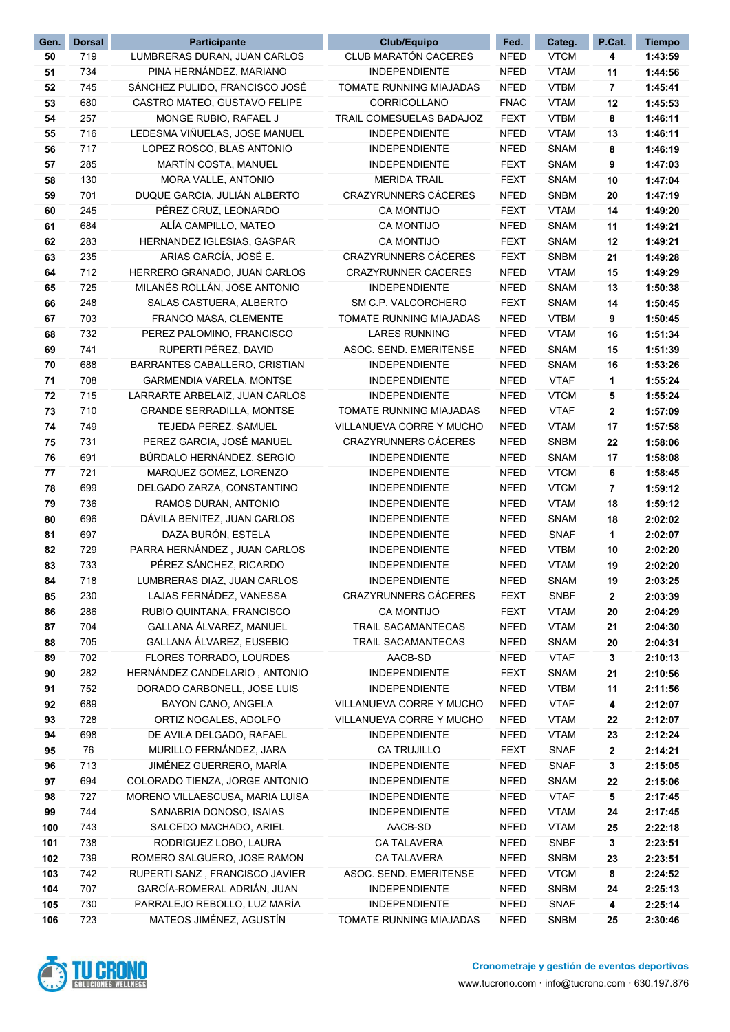| Gen. | Dorsal | Participante | Club/Equipo | Fed. | Categ. | P.Cat. | Tiempo |
|---|---|---|---|---|---|---|---|
| 50 | 719 | LUMBRERAS DURAN, JUAN CARLOS | CLUB MARATÓN CACERES | NFED | VTCM | 4 | 1:43:59 |
| 51 | 734 | PINA HERNÁNDEZ, MARIANO | INDEPENDIENTE | NFED | VTAM | 11 | 1:44:56 |
| 52 | 745 | SÁNCHEZ PULIDO, FRANCISCO JOSÉ | TOMATE RUNNING MIAJADAS | NFED | VTBM | 7 | 1:45:41 |
| 53 | 680 | CASTRO MATEO, GUSTAVO FELIPE | CORRICOLLANO | FNAC | VTAM | 12 | 1:45:53 |
| 54 | 257 | MONGE RUBIO, RAFAEL J | TRAIL COMESUELAS BADAJOZ | FEXT | VTBM | 8 | 1:46:11 |
| 55 | 716 | LEDESMA VIÑUELAS, JOSE MANUEL | INDEPENDIENTE | NFED | VTAM | 13 | 1:46:11 |
| 56 | 717 | LOPEZ ROSCO, BLAS ANTONIO | INDEPENDIENTE | NFED | SNAM | 8 | 1:46:19 |
| 57 | 285 | MARTÍN COSTA, MANUEL | INDEPENDIENTE | FEXT | SNAM | 9 | 1:47:03 |
| 58 | 130 | MORA VALLE, ANTONIO | MERIDA TRAIL | FEXT | SNAM | 10 | 1:47:04 |
| 59 | 701 | DUQUE GARCIA, JULIÁN ALBERTO | CRAZYRUNNERS CÁCERES | NFED | SNBM | 20 | 1:47:19 |
| 60 | 245 | PÉREZ CRUZ, LEONARDO | CA MONTIJO | FEXT | VTAM | 14 | 1:49:20 |
| 61 | 684 | ALÍA CAMPILLO, MATEO | CA MONTIJO | NFED | SNAM | 11 | 1:49:21 |
| 62 | 283 | HERNANDEZ IGLESIAS, GASPAR | CA MONTIJO | FEXT | SNAM | 12 | 1:49:21 |
| 63 | 235 | ARIAS GARCÍA, JOSÉ E. | CRAZYRUNNERS CÁCERES | FEXT | SNBM | 21 | 1:49:28 |
| 64 | 712 | HERRERO GRANADO, JUAN CARLOS | CRAZYRUNNER CACERES | NFED | VTAM | 15 | 1:49:29 |
| 65 | 725 | MILANÉS ROLLÁN, JOSE ANTONIO | INDEPENDIENTE | NFED | SNAM | 13 | 1:50:38 |
| 66 | 248 | SALAS CASTUERA, ALBERTO | SM C.P. VALCORCHERO | FEXT | SNAM | 14 | 1:50:45 |
| 67 | 703 | FRANCO MASA, CLEMENTE | TOMATE RUNNING MIAJADAS | NFED | VTBM | 9 | 1:50:45 |
| 68 | 732 | PEREZ PALOMINO, FRANCISCO | LARES RUNNING | NFED | VTAM | 16 | 1:51:34 |
| 69 | 741 | RUPERTI PÉREZ, DAVID | ASOC. SEND. EMERITENSE | NFED | SNAM | 15 | 1:51:39 |
| 70 | 688 | BARRANTES CABALLERO, CRISTIAN | INDEPENDIENTE | NFED | SNAM | 16 | 1:53:26 |
| 71 | 708 | GARMENDIA VARELA, MONTSE | INDEPENDIENTE | NFED | VTAF | 1 | 1:55:24 |
| 72 | 715 | LARRARTE ARBELAIZ, JUAN CARLOS | INDEPENDIENTE | NFED | VTCM | 5 | 1:55:24 |
| 73 | 710 | GRANDE SERRADILLA, MONTSE | TOMATE RUNNING MIAJADAS | NFED | VTAF | 2 | 1:57:09 |
| 74 | 749 | TEJEDA PEREZ, SAMUEL | VILLANUEVA CORRE Y MUCHO | NFED | VTAM | 17 | 1:57:58 |
| 75 | 731 | PEREZ GARCIA, JOSÉ MANUEL | CRAZYRUNNERS CÁCERES | NFED | SNBM | 22 | 1:58:06 |
| 76 | 691 | BÚRDALO HERNÁNDEZ, SERGIO | INDEPENDIENTE | NFED | SNAM | 17 | 1:58:08 |
| 77 | 721 | MARQUEZ GOMEZ, LORENZO | INDEPENDIENTE | NFED | VTCM | 6 | 1:58:45 |
| 78 | 699 | DELGADO ZARZA, CONSTANTINO | INDEPENDIENTE | NFED | VTCM | 7 | 1:59:12 |
| 79 | 736 | RAMOS DURAN, ANTONIO | INDEPENDIENTE | NFED | VTAM | 18 | 1:59:12 |
| 80 | 696 | DÁVILA BENITEZ, JUAN CARLOS | INDEPENDIENTE | NFED | SNAM | 18 | 2:02:02 |
| 81 | 697 | DAZA BURÓN, ESTELA | INDEPENDIENTE | NFED | SNAF | 1 | 2:02:07 |
| 82 | 729 | PARRA HERNÁNDEZ , JUAN CARLOS | INDEPENDIENTE | NFED | VTBM | 10 | 2:02:20 |
| 83 | 733 | PÉREZ SÁNCHEZ, RICARDO | INDEPENDIENTE | NFED | VTAM | 19 | 2:02:20 |
| 84 | 718 | LUMBRERAS DIAZ, JUAN CARLOS | INDEPENDIENTE | NFED | SNAM | 19 | 2:03:25 |
| 85 | 230 | LAJAS FERNÁDEZ, VANESSA | CRAZYRUNNERS CÁCERES | FEXT | SNBF | 2 | 2:03:39 |
| 86 | 286 | RUBIO QUINTANA, FRANCISCO | CA MONTIJO | FEXT | VTAM | 20 | 2:04:29 |
| 87 | 704 | GALLANA ÁLVAREZ, MANUEL | TRAIL SACAMANTECAS | NFED | VTAM | 21 | 2:04:30 |
| 88 | 705 | GALLANA ÁLVAREZ, EUSEBIO | TRAIL SACAMANTECAS | NFED | SNAM | 20 | 2:04:31 |
| 89 | 702 | FLORES TORRADO, LOURDES | AACB-SD | NFED | VTAF | 3 | 2:10:13 |
| 90 | 282 | HERNÁNDEZ CANDELARIO , ANTONIO | INDEPENDIENTE | FEXT | SNAM | 21 | 2:10:56 |
| 91 | 752 | DORADO CARBONELL, JOSE LUIS | INDEPENDIENTE | NFED | VTBM | 11 | 2:11:56 |
| 92 | 689 | BAYON CANO, ANGELA | VILLANUEVA CORRE Y MUCHO | NFED | VTAF | 4 | 2:12:07 |
| 93 | 728 | ORTIZ NOGALES, ADOLFO | VILLANUEVA CORRE Y MUCHO | NFED | VTAM | 22 | 2:12:07 |
| 94 | 698 | DE AVILA DELGADO, RAFAEL | INDEPENDIENTE | NFED | VTAM | 23 | 2:12:24 |
| 95 | 76 | MURILLO FERNÁNDEZ, JARA | CA TRUJILLO | FEXT | SNAF | 2 | 2:14:21 |
| 96 | 713 | JIMÉNEZ GUERRERO, MARÍA | INDEPENDIENTE | NFED | SNAF | 3 | 2:15:05 |
| 97 | 694 | COLORADO TIENZA, JORGE ANTONIO | INDEPENDIENTE | NFED | SNAM | 22 | 2:15:06 |
| 98 | 727 | MORENO VILLAESCUSA, MARIA LUISA | INDEPENDIENTE | NFED | VTAF | 5 | 2:17:45 |
| 99 | 744 | SANABRIA DONOSO, ISAIAS | INDEPENDIENTE | NFED | VTAM | 24 | 2:17:45 |
| 100 | 743 | SALCEDO MACHADO, ARIEL | AACB-SD | NFED | VTAM | 25 | 2:22:18 |
| 101 | 738 | RODRIGUEZ LOBO, LAURA | CA TALAVERA | NFED | SNBF | 3 | 2:23:51 |
| 102 | 739 | ROMERO SALGUERO, JOSE RAMON | CA TALAVERA | NFED | SNBM | 23 | 2:23:51 |
| 103 | 742 | RUPERTI SANZ , FRANCISCO JAVIER | ASOC. SEND. EMERITENSE | NFED | VTCM | 8 | 2:24:52 |
| 104 | 707 | GARCÍA-ROMERAL ADRIÁN, JUAN | INDEPENDIENTE | NFED | SNBM | 24 | 2:25:13 |
| 105 | 730 | PARRALEJO REBOLLO, LUZ MARÍA | INDEPENDIENTE | NFED | SNAF | 4 | 2:25:14 |
| 106 | 723 | MATEOS JIMÉNEZ, AGUSTÍN | TOMATE RUNNING MIAJADAS | NFED | SNBM | 25 | 2:30:46 |

TU CRONO SOLUCIONES WELLNESS

**Cronometraje y gestión de eventos deportivos**
www.tucrono.com · info@tucrono.com · 630.197.876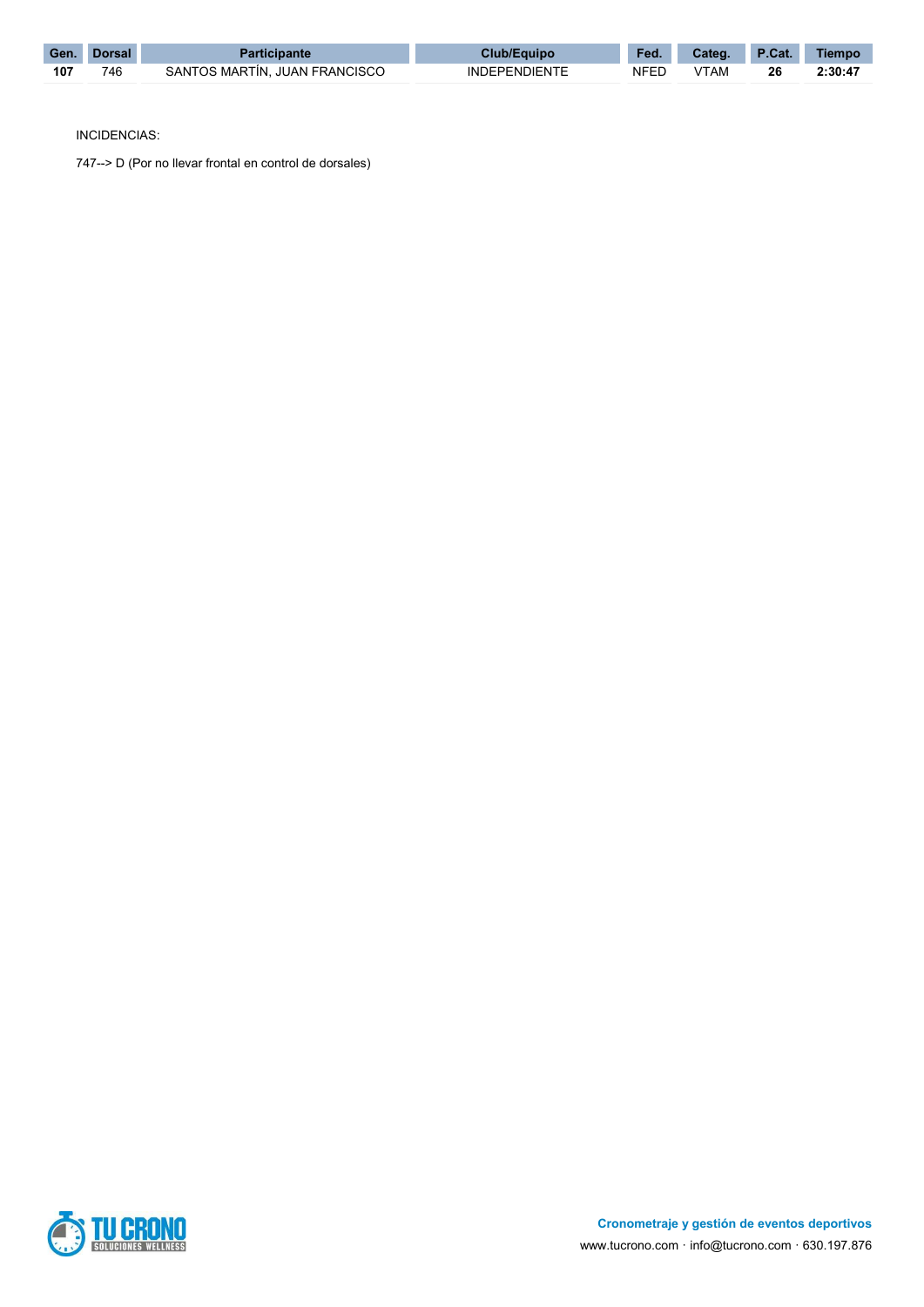| Gen. | Dorsal | Participante | Club/Equipo | Fed. | Categ. | P.Cat. | Tiempo |
|---|---|---|---|---|---|---|---|
| **107** | 746 | SANTOS MARTÍN, JUAN FRANCISCO | INDEPENDIENTE | NFED | VTAM | **26** | **2:30:47** |

INCIDENCIAS:

747--> D (Por no llevar frontal en control de dorsales)